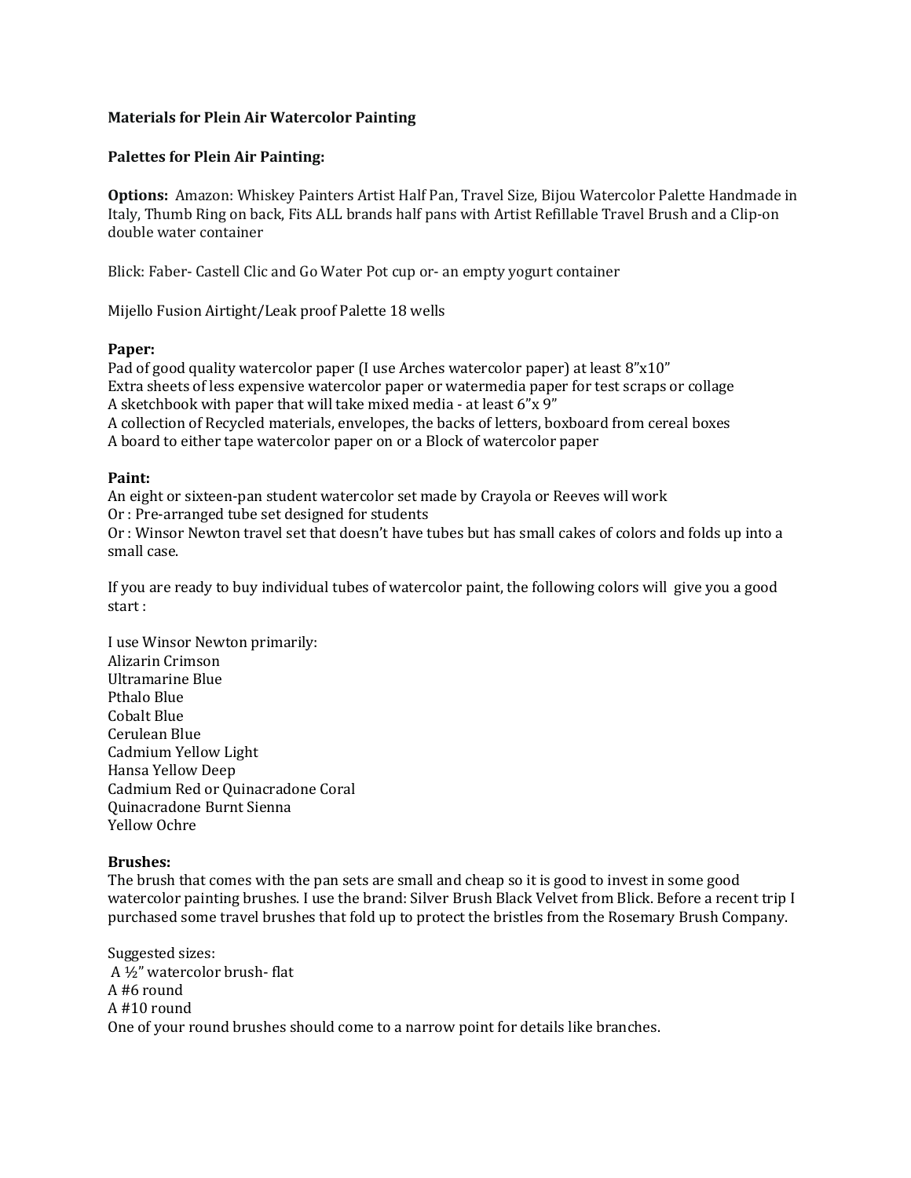**Materials for Plein Air Watercolor Painting**

**Palettes for Plein Air Painting:**

**Options:** Amazon: Whiskey Painters Artist Half Pan, Travel Size, Bijou Watercolor Palette Handmade in Italy, Thumb Ring on back, Fits ALL brands half pans with Artist Refillable Travel Brush and a Clip-on double water container

Blick: Faber- Castell Clic and Go Water Pot cup or- an empty yogurt container

Mijello Fusion Airtight/Leak proof Palette 18 wells

**Paper:**
Pad of good quality watercolor paper (I use Arches watercolor paper) at least 8"x10"
Extra sheets of less expensive watercolor paper or watermedia paper for test scraps or collage
A sketchbook with paper that will take mixed media - at least 6"x 9"
A collection of Recycled materials, envelopes, the backs of letters, boxboard from cereal boxes
A board to either tape watercolor paper on or a Block of watercolor paper

**Paint:**
An eight or sixteen-pan student watercolor set made by Crayola or Reeves will work
Or : Pre-arranged tube set designed for students
Or : Winsor Newton travel set that doesn't have tubes but has small cakes of colors and folds up into a small case.

If you are ready to buy individual tubes of watercolor paint, the following colors will give you a good start :

I use Winsor Newton primarily:
Alizarin Crimson
Ultramarine Blue
Pthalo Blue
Cobalt Blue
Cerulean Blue
Cadmium Yellow Light
Hansa Yellow Deep
Cadmium Red or Quinacradone Coral
Quinacradone Burnt Sienna
Yellow Ochre

**Brushes:**
The brush that comes with the pan sets are small and cheap so it is good to invest in some good watercolor painting brushes. I use the brand: Silver Brush Black Velvet from Blick. Before a recent trip I purchased some travel brushes that fold up to protect the bristles from the Rosemary Brush Company.

Suggested sizes:
A ½" watercolor brush- flat
A #6 round
A #10 round
One of your round brushes should come to a narrow point for details like branches.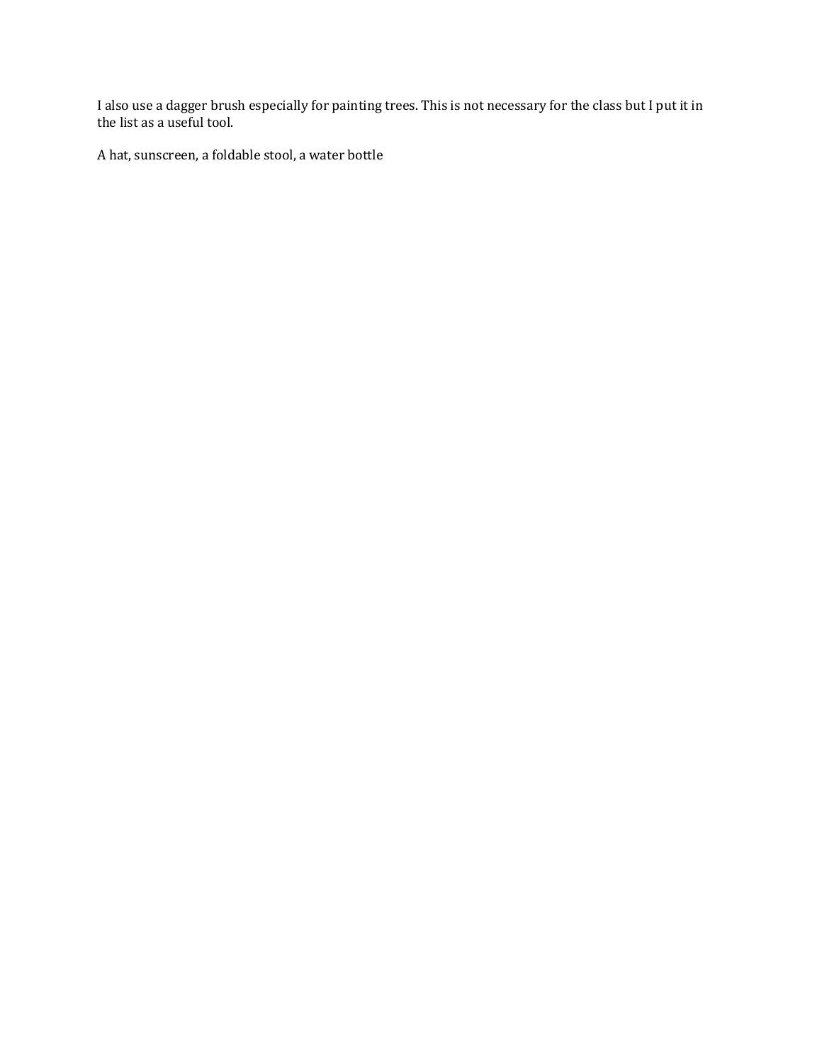I also use a dagger brush especially for painting trees. This is not necessary for the class but I put it in the list as a useful tool.

A hat, sunscreen, a foldable stool, a water bottle